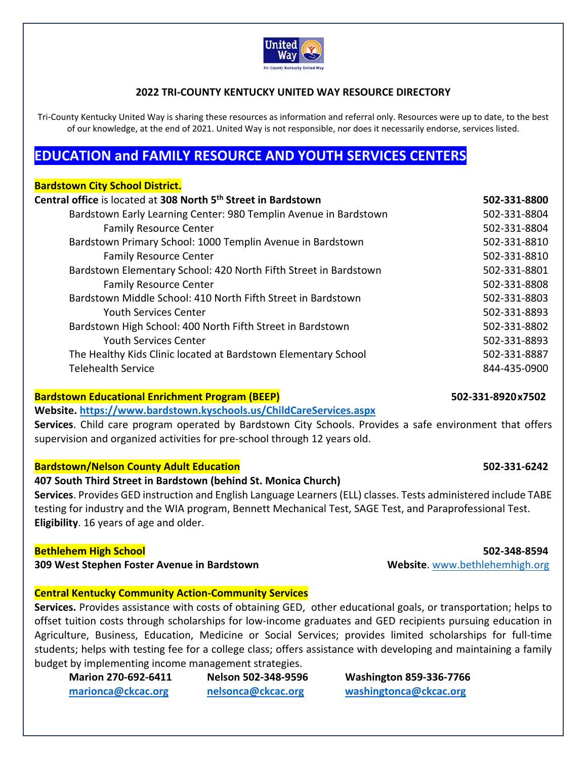## 2022 TRI-COUNTY KENTUCKY UNITED WAY RESOURCE DIRECTORY

Tri-County Kentucky United Way is sharing these resources as information and referral only. Resources were up to date, to the best of our knowledge, at the end of 2021. United Way is not responsible, nor does it necessarily endorse, services listed.

# EDUCATION and FAMILY RESOURCE AND YOUTH SERVICES CENTERS

### Bardstown City School District.

**Central office** is located at **308 North 5th Street in Bardstown** **502-331-8800**

- Bardstown Early Learning Center: 980 Templin Avenue in Bardstown 502-331-8804
  - Family Resource Center 502-331-8804
- Bardstown Primary School: 1000 Templin Avenue in Bardstown 502-331-8810
  - Family Resource Center 502-331-8810
- Bardstown Elementary School: 420 North Fifth Street in Bardstown 502-331-8801
  - Family Resource Center 502-331-8808
- Bardstown Middle School: 410 North Fifth Street in Bardstown 502-331-8803
  - Youth Services Center 502-331-8893
- Bardstown High School: 400 North Fifth Street in Bardstown 502-331-8802
  - Youth Services Center 502-331-8893
- The Healthy Kids Clinic located at Bardstown Elementary School 502-331-8887
- Telehealth Service 844-435-0900

### Bardstown Educational Enrichment Program (BEEP) 502-331-8920x7502

**Website.** https://www.bardstown.kyschools.us/ChildCareServices.aspx

**Services**. Child care program operated by Bardstown City Schools. Provides a safe environment that offers supervision and organized activities for pre-school through 12 years old.

### Bardstown/Nelson County Adult Education 502-331-6242

**407 South Third Street in Bardstown (behind St. Monica Church)**

**Services**. Provides GED instruction and English Language Learners (ELL) classes. Tests administered include TABE testing for industry and the WIA program, Bennett Mechanical Test, SAGE Test, and Paraprofessional Test.

**Eligibility**. 16 years of age and older.

### Bethlehem High School 502-348-8594

**309 West Stephen Foster Avenue in Bardstown** **Website**. www.bethlehemhigh.org

### Central Kentucky Community Action-Community Services

**Services.** Provides assistance with costs of obtaining GED, other educational goals, or transportation; helps to offset tuition costs through scholarships for low-income graduates and GED recipients pursuing education in Agriculture, Business, Education, Medicine or Social Services; provides limited scholarships for full-time students; helps with testing fee for a college class; offers assistance with developing and maintaining a family budget by implementing income management strategies.

| Marion 270-692-6411 | Nelson 502-348-9596 | Washington 859-336-7766 |
|---|---|---|
| marionca@ckcac.org | nelsonca@ckcac.org | washingtonca@ckcac.org |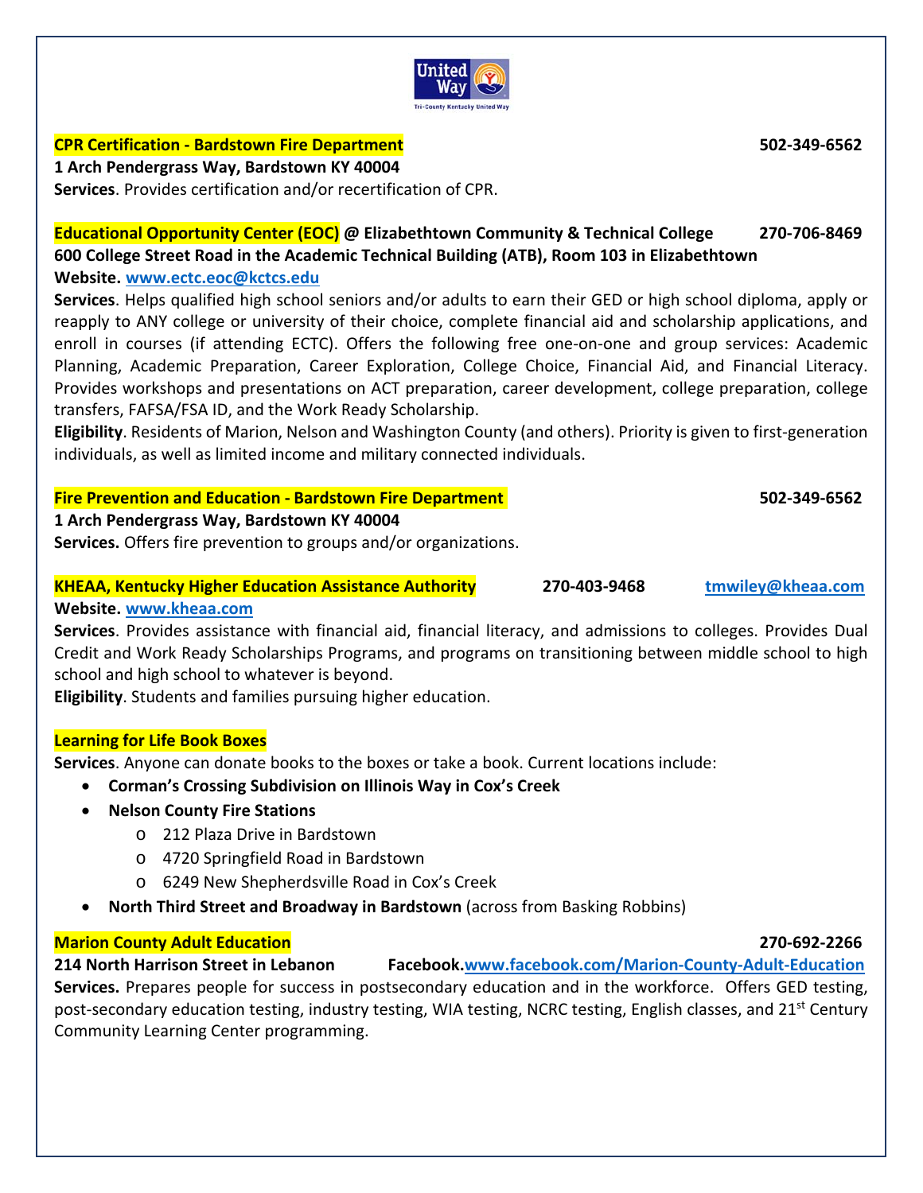**CPR Certification - Bardstown Fire Department** **502-349-6562**
**1 Arch Pendergrass Way, Bardstown KY 40004**
**Services**. Provides certification and/or recertification of CPR.

**Educational Opportunity Center (EOC) @ Elizabethtown Community & Technical College** **270-706-8469**
**600 College Street Road in the Academic Technical Building (ATB), Room 103 in Elizabethtown**
**Website.** www.ectc.eoc@kctcs.edu
**Services**. Helps qualified high school seniors and/or adults to earn their GED or high school diploma, apply or reapply to ANY college or university of their choice, complete financial aid and scholarship applications, and enroll in courses (if attending ECTC). Offers the following free one-on-one and group services: Academic Planning, Academic Preparation, Career Exploration, College Choice, Financial Aid, and Financial Literacy. Provides workshops and presentations on ACT preparation, career development, college preparation, college transfers, FAFSA/FSA ID, and the Work Ready Scholarship.
**Eligibility**. Residents of Marion, Nelson and Washington County (and others). Priority is given to first-generation individuals, as well as limited income and military connected individuals.

**Fire Prevention and Education - Bardstown Fire Department** **502-349-6562**
**1 Arch Pendergrass Way, Bardstown KY 40004**
**Services.** Offers fire prevention to groups and/or organizations.

**KHEAA, Kentucky Higher Education Assistance Authority** **270-403-9468** tmwiley@kheaa.com
**Website.** www.kheaa.com
**Services**. Provides assistance with financial aid, financial literacy, and admissions to colleges. Provides Dual Credit and Work Ready Scholarships Programs, and programs on transitioning between middle school to high school and high school to whatever is beyond.
**Eligibility**. Students and families pursuing higher education.

**Learning for Life Book Boxes**
**Services**. Anyone can donate books to the boxes or take a book. Current locations include:

- **Corman's Crossing Subdivision on Illinois Way in Cox's Creek**
- **Nelson County Fire Stations**
  - 212 Plaza Drive in Bardstown
  - 4720 Springfield Road in Bardstown
  - 6249 New Shepherdsville Road in Cox's Creek
- **North Third Street and Broadway in Bardstown** (across from Basking Robbins)

**Marion County Adult Education** **270-692-2266**
**214 North Harrison Street in Lebanon** **Facebook.** www.facebook.com/Marion-County-Adult-Education
**Services.** Prepares people for success in postsecondary education and in the workforce. Offers GED testing, post-secondary education testing, industry testing, WIA testing, NCRC testing, English classes, and 21st Century Community Learning Center programming.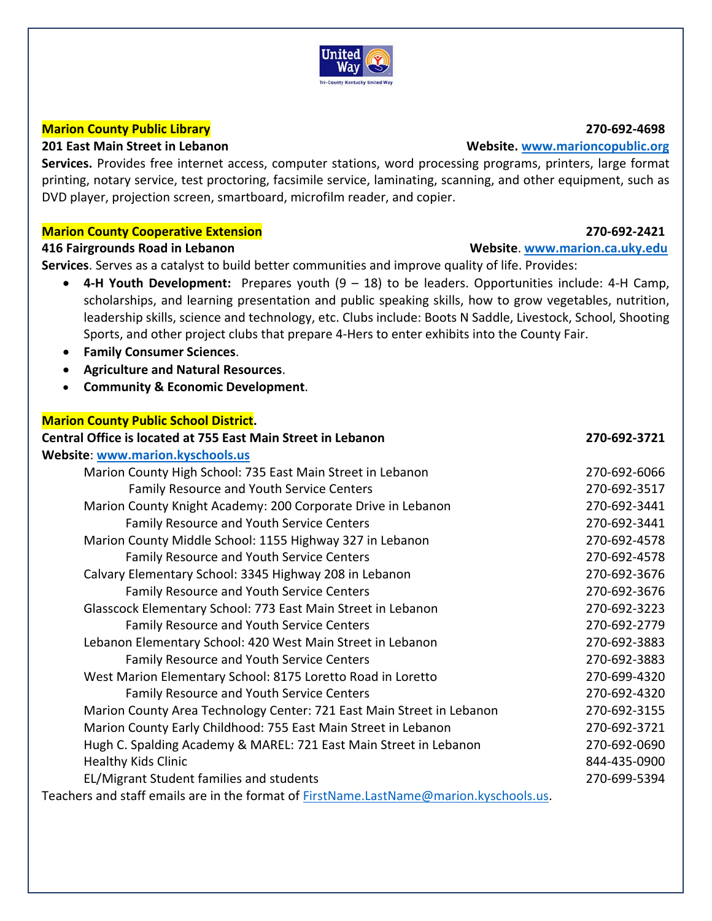**Marion County Public Library** 270-692-4698

**201 East Main Street in Lebanon** **Website.** [www.marioncopublic.org](http://www.marioncopublic.org)

**Services.** Provides free internet access, computer stations, word processing programs, printers, large format printing, notary service, test proctoring, facsimile service, laminating, scanning, and other equipment, such as DVD player, projection screen, smartboard, microfilm reader, and copier.

**Marion County Cooperative Extension** 270-692-2421

**416 Fairgrounds Road in Lebanon** **Website**. [www.marion.ca.uky.edu](http://www.marion.ca.uky.edu)

**Services**. Serves as a catalyst to build better communities and improve quality of life. Provides:

- **4-H Youth Development:** Prepares youth (9 – 18) to be leaders. Opportunities include: 4-H Camp, scholarships, and learning presentation and public speaking skills, how to grow vegetables, nutrition, leadership skills, science and technology, etc. Clubs include: Boots N Saddle, Livestock, School, Shooting Sports, and other project clubs that prepare 4-Hers to enter exhibits into the County Fair.
- **Family Consumer Sciences**.
- **Agriculture and Natural Resources**.
- **Community & Economic Development**.

**Marion County Public School District.**

**Central Office is located at 755 East Main Street in Lebanon** **270-692-3721**

**Website**: [www.marion.kyschools.us](http://www.marion.kyschools.us)

| | |
|---|---|
| Marion County High School: 735 East Main Street in Lebanon | 270-692-6066 |
| Family Resource and Youth Service Centers | 270-692-3517 |
| Marion County Knight Academy: 200 Corporate Drive in Lebanon | 270-692-3441 |
| Family Resource and Youth Service Centers | 270-692-3441 |
| Marion County Middle School: 1155 Highway 327 in Lebanon | 270-692-4578 |
| Family Resource and Youth Service Centers | 270-692-4578 |
| Calvary Elementary School: 3345 Highway 208 in Lebanon | 270-692-3676 |
| Family Resource and Youth Service Centers | 270-692-3676 |
| Glasscock Elementary School: 773 East Main Street in Lebanon | 270-692-3223 |
| Family Resource and Youth Service Centers | 270-692-2779 |
| Lebanon Elementary School: 420 West Main Street in Lebanon | 270-692-3883 |
| Family Resource and Youth Service Centers | 270-692-3883 |
| West Marion Elementary School: 8175 Loretto Road in Loretto | 270-699-4320 |
| Family Resource and Youth Service Centers | 270-692-4320 |
| Marion County Area Technology Center: 721 East Main Street in Lebanon | 270-692-3155 |
| Marion County Early Childhood: 755 East Main Street in Lebanon | 270-692-3721 |
| Hugh C. Spalding Academy & MAREL: 721 East Main Street in Lebanon | 270-692-0690 |
| Healthy Kids Clinic | 844-435-0900 |
| EL/Migrant Student families and students | 270-699-5394 |

Teachers and staff emails are in the format of [FirstName.LastName@marion.kyschools.us](mailto:FirstName.LastName@marion.kyschools.us).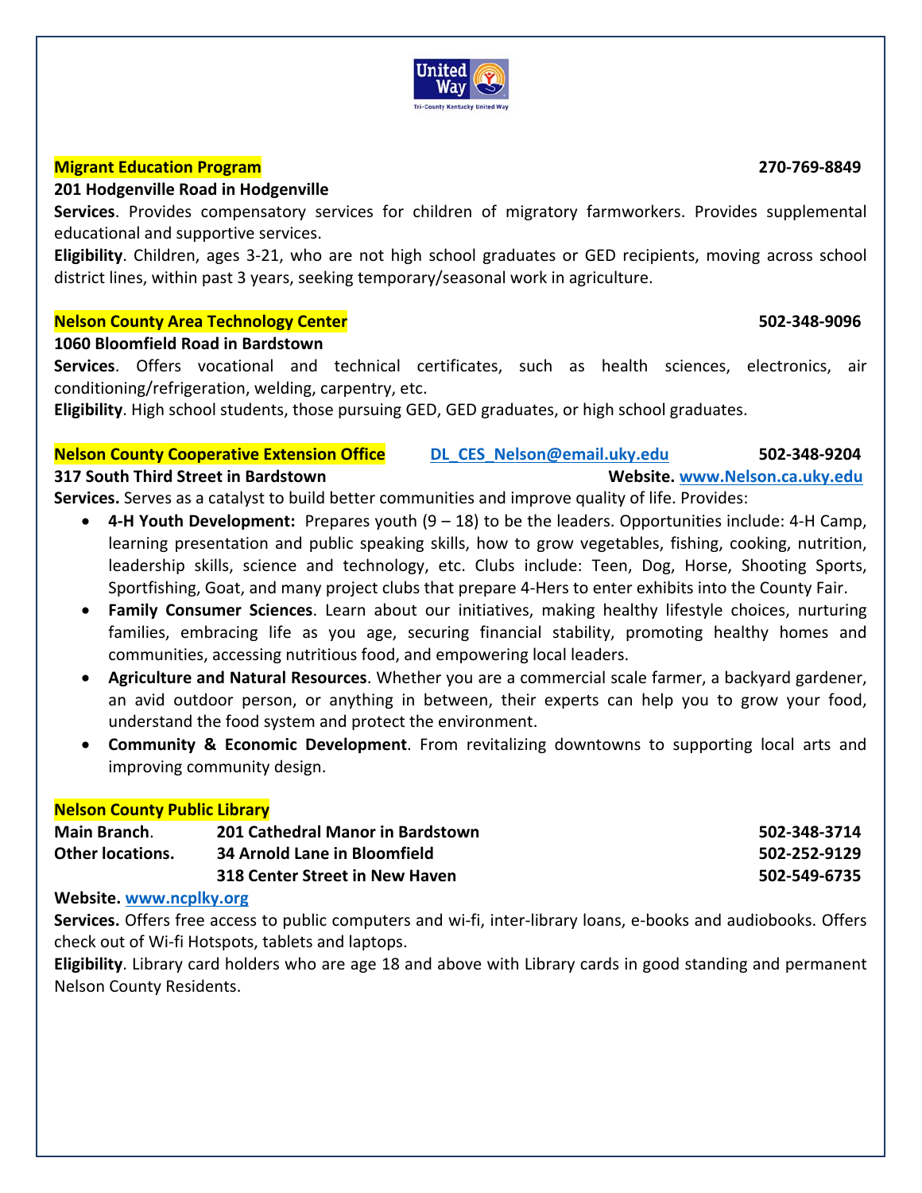**Migrant Education Program** 270-769-8849

**201 Hodgenville Road in Hodgenville**

**Services**. Provides compensatory services for children of migratory farmworkers. Provides supplemental educational and supportive services.

**Eligibility**. Children, ages 3-21, who are not high school graduates or GED recipients, moving across school district lines, within past 3 years, seeking temporary/seasonal work in agriculture.

**Nelson County Area Technology Center** 502-348-9096

**1060 Bloomfield Road in Bardstown**

**Services**. Offers vocational and technical certificates, such as health sciences, electronics, air conditioning/refrigeration, welding, carpentry, etc.

**Eligibility**. High school students, those pursuing GED, GED graduates, or high school graduates.

**Nelson County Cooperative Extension Office** DL_CES_Nelson@email.uky.edu 502-348-9204

**317 South Third Street in Bardstown** **Website.** www.Nelson.ca.uky.edu

**Services.** Serves as a catalyst to build better communities and improve quality of life. Provides:

- **4-H Youth Development:** Prepares youth (9 – 18) to be the leaders. Opportunities include: 4-H Camp, learning presentation and public speaking skills, how to grow vegetables, fishing, cooking, nutrition, leadership skills, science and technology, etc. Clubs include: Teen, Dog, Horse, Shooting Sports, Sportfishing, Goat, and many project clubs that prepare 4-Hers to enter exhibits into the County Fair.
- **Family Consumer Sciences**. Learn about our initiatives, making healthy lifestyle choices, nurturing families, embracing life as you age, securing financial stability, promoting healthy homes and communities, accessing nutritious food, and empowering local leaders.
- **Agriculture and Natural Resources**. Whether you are a commercial scale farmer, a backyard gardener, an avid outdoor person, or anything in between, their experts can help you to grow your food, understand the food system and protect the environment.
- **Community & Economic Development**. From revitalizing downtowns to supporting local arts and improving community design.

**Nelson County Public Library**

| | | |
|---|---|---|
| **Main Branch**. | **201 Cathedral Manor in Bardstown** | **502-348-3714** |
| **Other locations.** | **34 Arnold Lane in Bloomfield** | **502-252-9129** |
| | **318 Center Street in New Haven** | **502-549-6735** |

**Website.** www.ncplky.org

**Services.** Offers free access to public computers and wi-fi, inter-library loans, e-books and audiobooks. Offers check out of Wi-fi Hotspots, tablets and laptops.

**Eligibility**. Library card holders who are age 18 and above with Library cards in good standing and permanent Nelson County Residents.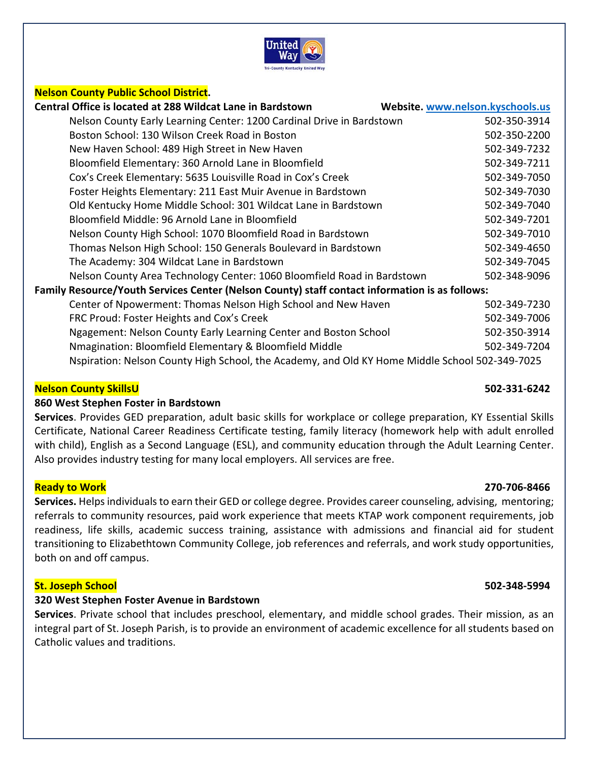**Nelson County Public School District.**

**Central Office is located at 288 Wildcat Lane in Bardstown** **Website. www.nelson.kyschools.us**

| | |
|---|---|
| Nelson County Early Learning Center: 1200 Cardinal Drive in Bardstown | 502-350-3914 |
| Boston School: 130 Wilson Creek Road in Boston | 502-350-2200 |
| New Haven School: 489 High Street in New Haven | 502-349-7232 |
| Bloomfield Elementary: 360 Arnold Lane in Bloomfield | 502-349-7211 |
| Cox's Creek Elementary: 5635 Louisville Road in Cox's Creek | 502-349-7050 |
| Foster Heights Elementary: 211 East Muir Avenue in Bardstown | 502-349-7030 |
| Old Kentucky Home Middle School: 301 Wildcat Lane in Bardstown | 502-349-7040 |
| Bloomfield Middle: 96 Arnold Lane in Bloomfield | 502-349-7201 |
| Nelson County High School: 1070 Bloomfield Road in Bardstown | 502-349-7010 |
| Thomas Nelson High School: 150 Generals Boulevard in Bardstown | 502-349-4650 |
| The Academy: 304 Wildcat Lane in Bardstown | 502-349-7045 |
| Nelson County Area Technology Center: 1060 Bloomfield Road in Bardstown | 502-348-9096 |

**Family Resource/Youth Services Center (Nelson County) staff contact information is as follows:**

| | |
|---|---|
| Center of Npowerment: Thomas Nelson High School and New Haven | 502-349-7230 |
| FRC Proud: Foster Heights and Cox's Creek | 502-349-7006 |
| Ngagement: Nelson County Early Learning Center and Boston School | 502-350-3914 |
| Nmagination: Bloomfield Elementary & Bloomfield Middle | 502-349-7204 |
| Nspiration: Nelson County High School, the Academy, and Old KY Home Middle School | 502-349-7025 |

**Nelson County SkillsU** **502-331-6242**

**860 West Stephen Foster in Bardstown**

**Services**. Provides GED preparation, adult basic skills for workplace or college preparation, KY Essential Skills Certificate, National Career Readiness Certificate testing, family literacy (homework help with adult enrolled with child), English as a Second Language (ESL), and community education through the Adult Learning Center. Also provides industry testing for many local employers. All services are free.

**Ready to Work** **270-706-8466**

**Services.** Helps individuals to earn their GED or college degree. Provides career counseling, advising, mentoring; referrals to community resources, paid work experience that meets KTAP work component requirements, job readiness, life skills, academic success training, assistance with admissions and financial aid for student transitioning to Elizabethtown Community College, job references and referrals, and work study opportunities, both on and off campus.

**St. Joseph School** **502-348-5994**

**320 West Stephen Foster Avenue in Bardstown**

**Services**. Private school that includes preschool, elementary, and middle school grades. Their mission, as an integral part of St. Joseph Parish, is to provide an environment of academic excellence for all students based on Catholic values and traditions.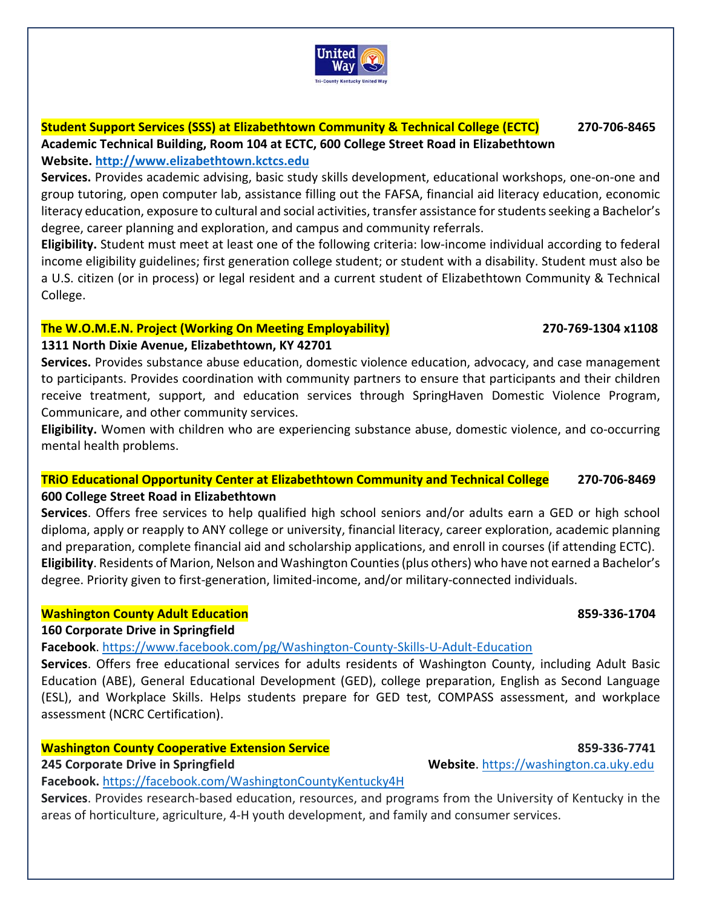## Student Support Services (SSS) at Elizabethtown Community & Technical College (ECTC) 270-706-8465

**Academic Technical Building, Room 104 at ECTC, 600 College Street Road in Elizabethtown**

**Website.** http://www.elizabethtown.kctcs.edu

**Services.** Provides academic advising, basic study skills development, educational workshops, one-on-one and group tutoring, open computer lab, assistance filling out the FAFSA, financial aid literacy education, economic literacy education, exposure to cultural and social activities, transfer assistance for students seeking a Bachelor's degree, career planning and exploration, and campus and community referrals.

**Eligibility.** Student must meet at least one of the following criteria: low-income individual according to federal income eligibility guidelines; first generation college student; or student with a disability. Student must also be a U.S. citizen (or in process) or legal resident and a current student of Elizabethtown Community & Technical College.

## The W.O.M.E.N. Project (Working On Meeting Employability) 270-769-1304 x1108

**1311 North Dixie Avenue, Elizabethtown, KY 42701**

**Services.** Provides substance abuse education, domestic violence education, advocacy, and case management to participants. Provides coordination with community partners to ensure that participants and their children receive treatment, support, and education services through SpringHaven Domestic Violence Program, Communicare, and other community services.

**Eligibility.** Women with children who are experiencing substance abuse, domestic violence, and co-occurring mental health problems.

## TRiO Educational Opportunity Center at Elizabethtown Community and Technical College 270-706-8469

**600 College Street Road in Elizabethtown**

**Services**. Offers free services to help qualified high school seniors and/or adults earn a GED or high school diploma, apply or reapply to ANY college or university, financial literacy, career exploration, academic planning and preparation, complete financial aid and scholarship applications, and enroll in courses (if attending ECTC).

**Eligibility**. Residents of Marion, Nelson and Washington Counties (plus others) who have not earned a Bachelor's degree. Priority given to first-generation, limited-income, and/or military-connected individuals.

## Washington County Adult Education 859-336-1704

**160 Corporate Drive in Springfield**

**Facebook**. https://www.facebook.com/pg/Washington-County-Skills-U-Adult-Education

**Services**. Offers free educational services for adults residents of Washington County, including Adult Basic Education (ABE), General Educational Development (GED), college preparation, English as Second Language (ESL), and Workplace Skills. Helps students prepare for GED test, COMPASS assessment, and workplace assessment (NCRC Certification).

## Washington County Cooperative Extension Service 859-336-7741

**245 Corporate Drive in Springfield**

**Website**. https://washington.ca.uky.edu

**Facebook.** https://facebook.com/WashingtonCountyKentucky4H

**Services**. Provides research-based education, resources, and programs from the University of Kentucky in the areas of horticulture, agriculture, 4-H youth development, and family and consumer services.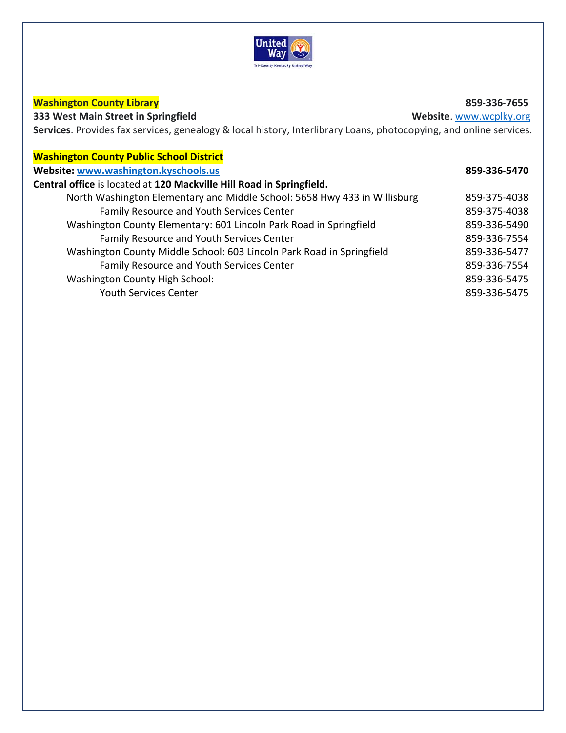**Washington County Library** **859-336-7655**

**333 West Main Street in Springfield** **Website**. www.wcplky.org

**Services**. Provides fax services, genealogy & local history, Interlibrary Loans, photocopying, and online services.

**Washington County Public School District**

**Website: www.washington.kyschools.us** **859-336-5470**

**Central office** is located at **120 Mackville Hill Road in Springfield.**

| | |
|---|---|
| North Washington Elementary and Middle School: 5658 Hwy 433 in Willisburg | 859-375-4038 |
| Family Resource and Youth Services Center | 859-375-4038 |
| Washington County Elementary: 601 Lincoln Park Road in Springfield | 859-336-5490 |
| Family Resource and Youth Services Center | 859-336-7554 |
| Washington County Middle School: 603 Lincoln Park Road in Springfield | 859-336-5477 |
| Family Resource and Youth Services Center | 859-336-7554 |
| Washington County High School: | 859-336-5475 |
| Youth Services Center | 859-336-5475 |